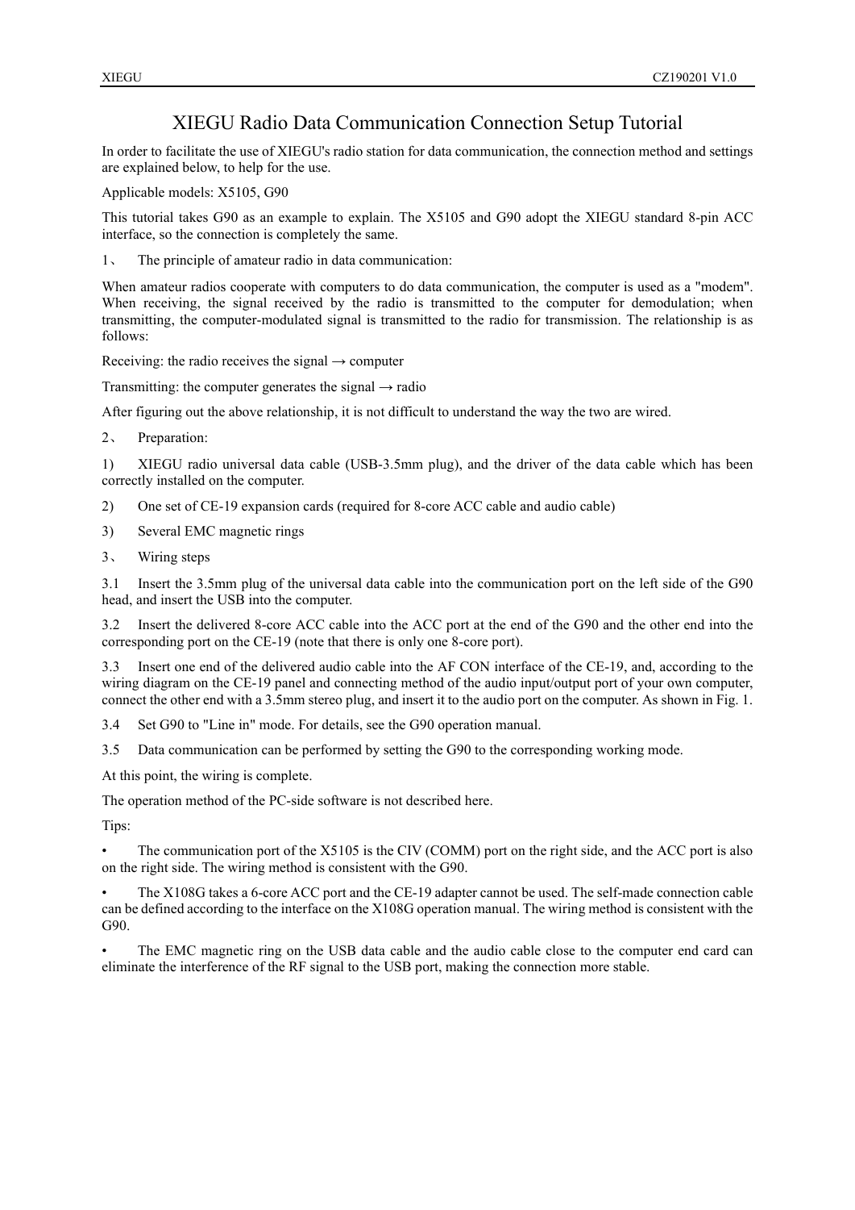# XIEGU Radio Data Communication Connection Setup Tutorial

In order to facilitate the use of XIEGU's radio station for data communication, the connection method and settings are explained below, to help for the use.

Applicable models: X5105, G90

This tutorial takes G90 as an example to explain. The X5105 and G90 adopt the XIEGU standard 8-pin ACC interface, so the connection is completely the same.

1、 The principle of amateur radio in data communication:

When amateur radios cooperate with computers to do data communication, the computer is used as a "modem". When receiving, the signal received by the radio is transmitted to the computer for demodulation; when transmitting, the computer-modulated signal is transmitted to the radio for transmission. The relationship is as follows:

Receiving: the radio receives the signal → computer

Transmitting: the computer generates the signal → radio

After figuring out the above relationship, it is not difficult to understand the way the two are wired.

2、 Preparation:

1) XIEGU radio universal data cable (USB-3.5mm plug), and the driver of the data cable which has been correctly installed on the computer.

2) One set of CE-19 expansion cards (required for 8-core ACC cable and audio cable)

3) Several EMC magnetic rings

3、 Wiring steps

3.1 Insert the 3.5mm plug of the universal data cable into the communication port on the left side of the G90 head, and insert the USB into the computer.

3.2 Insert the delivered 8-core ACC cable into the ACC port at the end of the G90 and the other end into the corresponding port on the CE-19 (note that there is only one 8-core port).

3.3 Insert one end of the delivered audio cable into the AF CON interface of the CE-19, and, according to the wiring diagram on the CE-19 panel and connecting method of the audio input/output port of your own computer, connect the other end with a 3.5mm stereo plug, and insert it to the audio port on the computer. As shown in Fig. 1.

3.4 Set G90 to "Line in" mode. For details, see the G90 operation manual.

3.5 Data communication can be performed by setting the G90 to the corresponding working mode.

At this point, the wiring is complete.

The operation method of the PC-side software is not described here.

Tips:

- The communication port of the X5105 is the CIV (COMM) port on the right side, and the ACC port is also on the right side. The wiring method is consistent with the G90.
- The X108G takes a 6-core ACC port and the CE-19 adapter cannot be used. The self-made connection cable can be defined according to the interface on the X108G operation manual. The wiring method is consistent with the G90.
- The EMC magnetic ring on the USB data cable and the audio cable close to the computer end card can eliminate the interference of the RF signal to the USB port, making the connection more stable.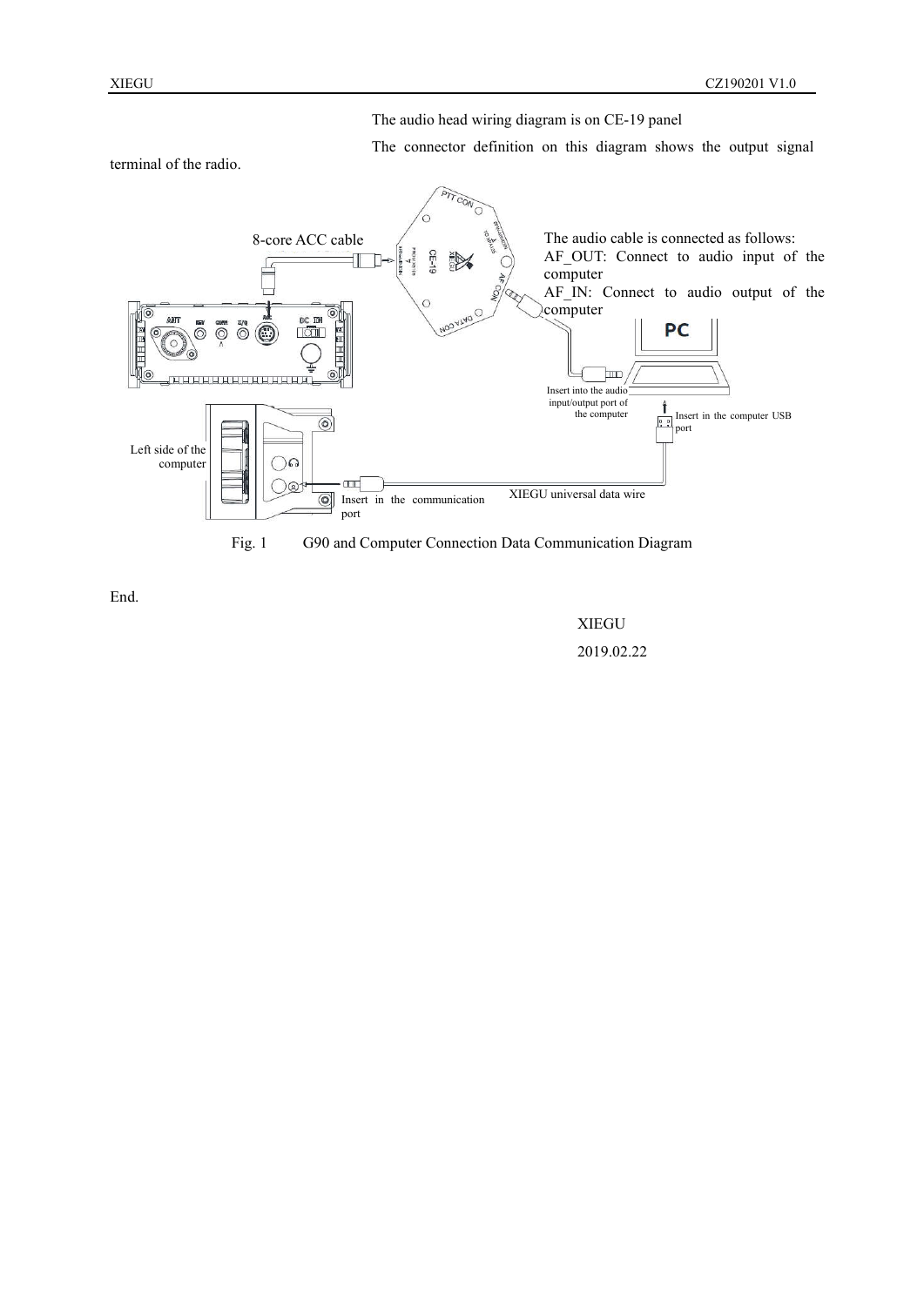The audio head wiring diagram is on CE-19 panel

The connector definition on this diagram shows the output signal terminal of the radio.

8-core ACC cable

The audio cable is connected as follows:
AF_OUT: Connect to audio input of the computer
AF_IN: Connect to audio output of the computer

PC

Insert into the audio input/output port of the computer

Insert in the computer USB port

Left side of the computer

Insert in the communication port

XIEGU universal data wire

Fig. 1 G90 and Computer Connection Data Communication Diagram

End.

XIEGU

2019.02.22